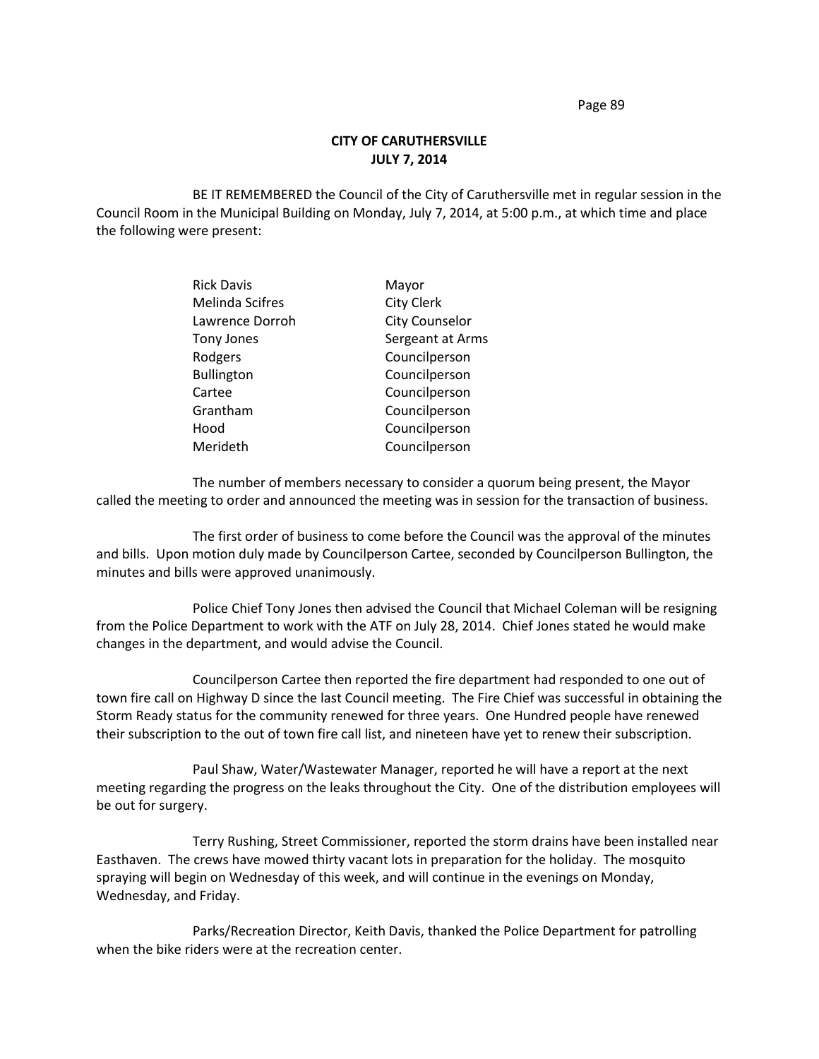**CITY OF CARUTHERSVILLE**
**JULY 7, 2014**

BE IT REMEMBERED the Council of the City of Caruthersville met in regular session in the Council Room in the Municipal Building on Monday, July 7, 2014, at 5:00 p.m., at which time and place the following were present:

| | |
|---|---|
| Rick Davis | Mayor |
| Melinda Scifres | City Clerk |
| Lawrence Dorroh | City Counselor |
| Tony Jones | Sergeant at Arms |
| Rodgers | Councilperson |
| Bullington | Councilperson |
| Cartee | Councilperson |
| Grantham | Councilperson |
| Hood | Councilperson |
| Merideth | Councilperson |

The number of members necessary to consider a quorum being present, the Mayor called the meeting to order and announced the meeting was in session for the transaction of business.

The first order of business to come before the Council was the approval of the minutes and bills. Upon motion duly made by Councilperson Cartee, seconded by Councilperson Bullington, the minutes and bills were approved unanimously.

Police Chief Tony Jones then advised the Council that Michael Coleman will be resigning from the Police Department to work with the ATF on July 28, 2014. Chief Jones stated he would make changes in the department, and would advise the Council.

Councilperson Cartee then reported the fire department had responded to one out of town fire call on Highway D since the last Council meeting. The Fire Chief was successful in obtaining the Storm Ready status for the community renewed for three years. One Hundred people have renewed their subscription to the out of town fire call list, and nineteen have yet to renew their subscription.

Paul Shaw, Water/Wastewater Manager, reported he will have a report at the next meeting regarding the progress on the leaks throughout the City. One of the distribution employees will be out for surgery.

Terry Rushing, Street Commissioner, reported the storm drains have been installed near Easthaven. The crews have mowed thirty vacant lots in preparation for the holiday. The mosquito spraying will begin on Wednesday of this week, and will continue in the evenings on Monday, Wednesday, and Friday.

Parks/Recreation Director, Keith Davis, thanked the Police Department for patrolling when the bike riders were at the recreation center.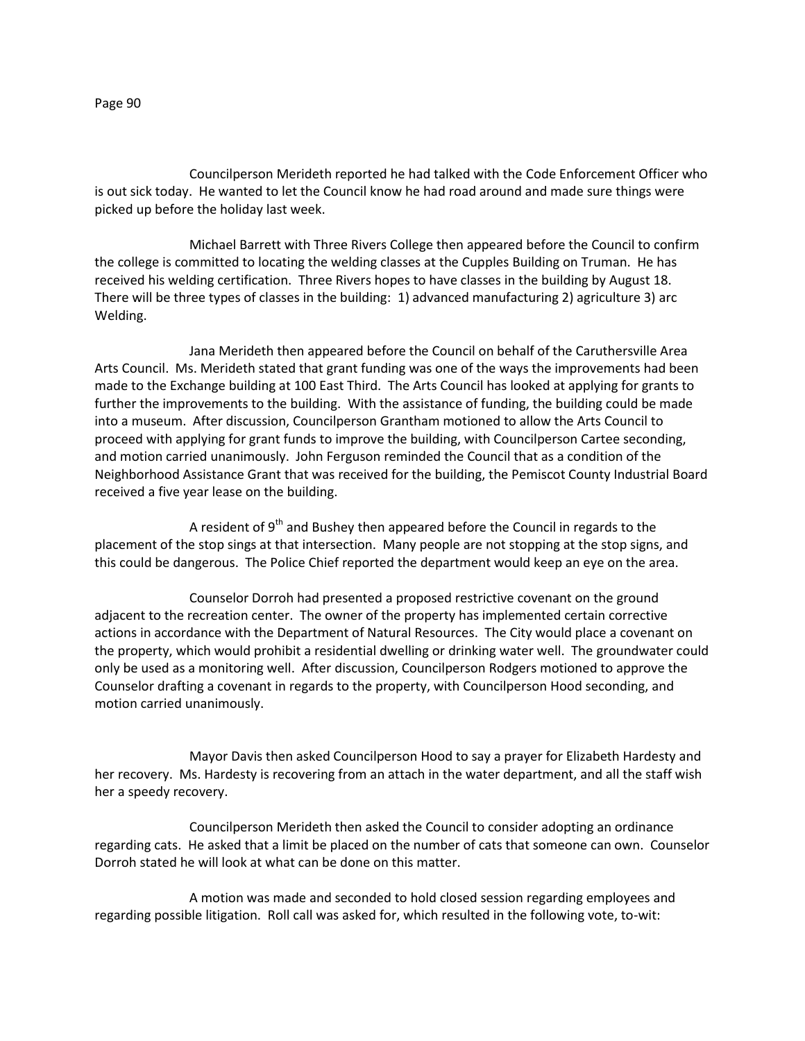Councilperson Merideth reported he had talked with the Code Enforcement Officer who is out sick today. He wanted to let the Council know he had road around and made sure things were picked up before the holiday last week.

Michael Barrett with Three Rivers College then appeared before the Council to confirm the college is committed to locating the welding classes at the Cupples Building on Truman. He has received his welding certification. Three Rivers hopes to have classes in the building by August 18. There will be three types of classes in the building: 1) advanced manufacturing 2) agriculture 3) arc Welding.

Jana Merideth then appeared before the Council on behalf of the Caruthersville Area Arts Council. Ms. Merideth stated that grant funding was one of the ways the improvements had been made to the Exchange building at 100 East Third. The Arts Council has looked at applying for grants to further the improvements to the building. With the assistance of funding, the building could be made into a museum. After discussion, Councilperson Grantham motioned to allow the Arts Council to proceed with applying for grant funds to improve the building, with Councilperson Cartee seconding, and motion carried unanimously. John Ferguson reminded the Council that as a condition of the Neighborhood Assistance Grant that was received for the building, the Pemiscot County Industrial Board received a five year lease on the building.

A resident of 9th and Bushey then appeared before the Council in regards to the placement of the stop sings at that intersection. Many people are not stopping at the stop signs, and this could be dangerous. The Police Chief reported the department would keep an eye on the area.

Counselor Dorroh had presented a proposed restrictive covenant on the ground adjacent to the recreation center. The owner of the property has implemented certain corrective actions in accordance with the Department of Natural Resources. The City would place a covenant on the property, which would prohibit a residential dwelling or drinking water well. The groundwater could only be used as a monitoring well. After discussion, Councilperson Rodgers motioned to approve the Counselor drafting a covenant in regards to the property, with Councilperson Hood seconding, and motion carried unanimously.

Mayor Davis then asked Councilperson Hood to say a prayer for Elizabeth Hardesty and her recovery. Ms. Hardesty is recovering from an attach in the water department, and all the staff wish her a speedy recovery.

Councilperson Merideth then asked the Council to consider adopting an ordinance regarding cats. He asked that a limit be placed on the number of cats that someone can own. Counselor Dorroh stated he will look at what can be done on this matter.

A motion was made and seconded to hold closed session regarding employees and regarding possible litigation. Roll call was asked for, which resulted in the following vote, to-wit: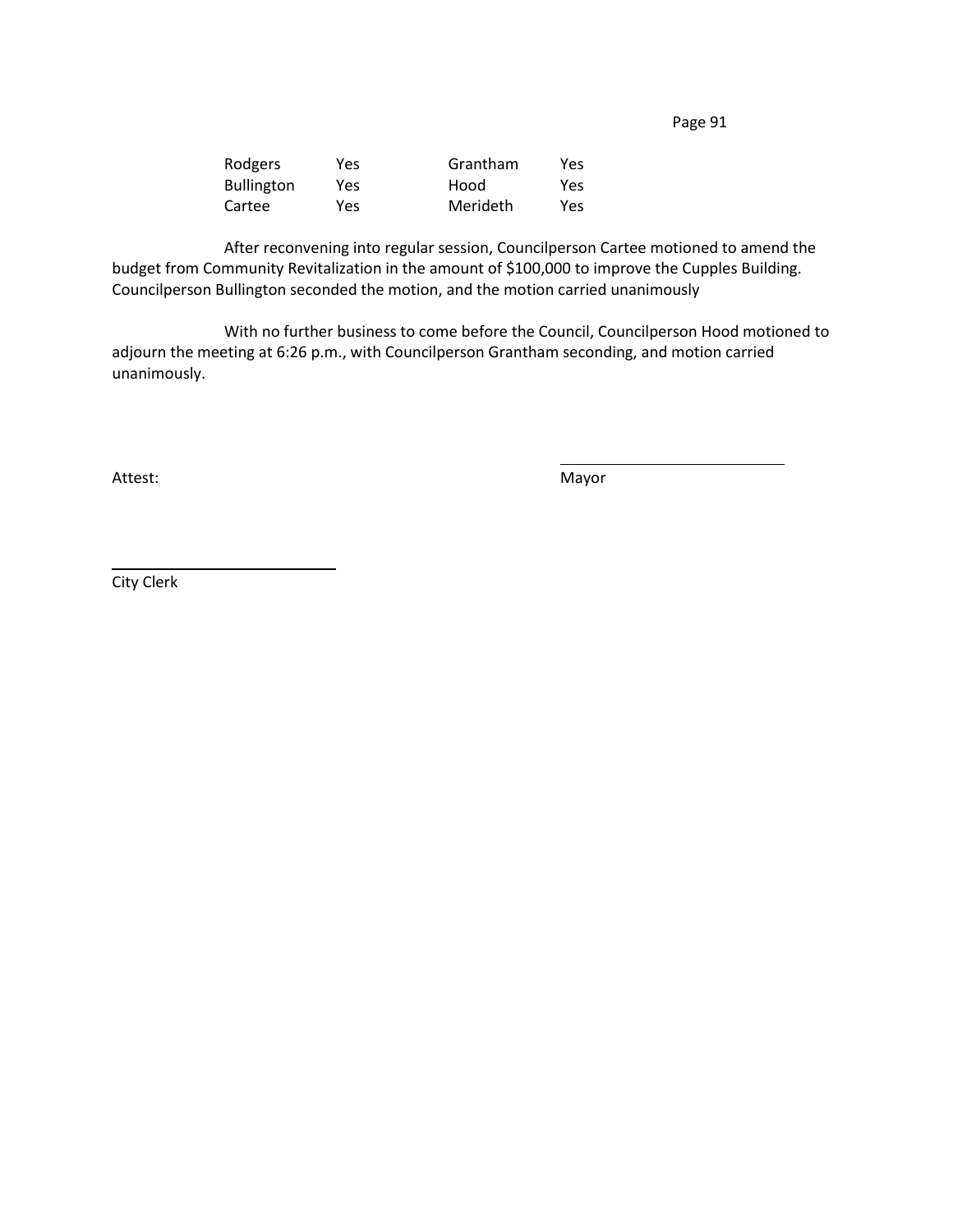| | | | |
|---|---|---|---|
| Rodgers | Yes | Grantham | Yes |
| Bullington | Yes | Hood | Yes |
| Cartee | Yes | Merideth | Yes |

After reconvening into regular session, Councilperson Cartee motioned to amend the budget from Community Revitalization in the amount of $100,000 to improve the Cupples Building. Councilperson Bullington seconded the motion, and the motion carried unanimously

With no further business to come before the Council, Councilperson Hood motioned to adjourn the meeting at 6:26 p.m., with Councilperson Grantham seconding, and motion carried unanimously.

Attest:

\_\_\_\_\_\_\_\_\_\_\_\_\_\_\_\_\_\_\_\_\_\_\_\_\_\_\_\_
Mayor

\_\_\_\_\_\_\_\_\_\_\_\_\_\_\_\_\_\_\_\_\_\_\_\_\_\_\_\_
City Clerk